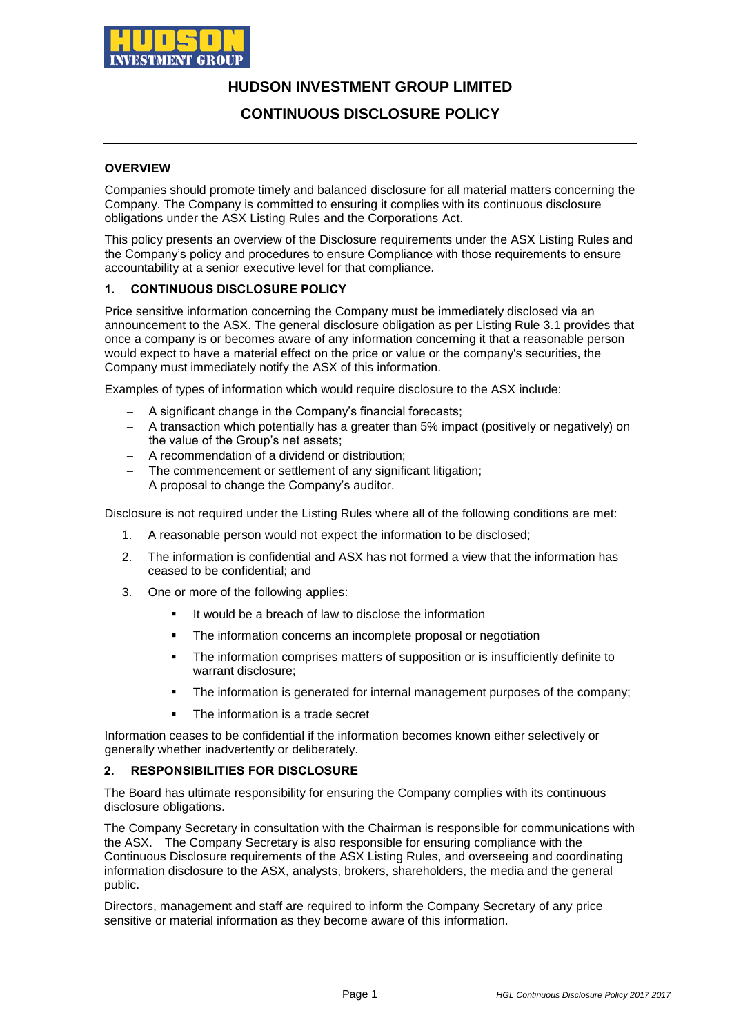# HUDSON INVESTMENT GROUP LIMITED

# CONTINUOUS DISCLOSURE POLICY

## OVERVIEW

Companies should promote timely and balanced disclosure for all material matters concerning the Company. The Company is committed to ensuring it complies with its continuous disclosure obligations under the ASX Listing Rules and the Corporations Act.

This policy presents an overview of the Disclosure requirements under the ASX Listing Rules and the Company's policy and procedures to ensure Compliance with those requirements to ensure accountability at a senior executive level for that compliance.

## 1. CONTINUOUS DISCLOSURE POLICY

Price sensitive information concerning the Company must be immediately disclosed via an announcement to the ASX. The general disclosure obligation as per Listing Rule 3.1 provides that once a company is or becomes aware of any information concerning it that a reasonable person would expect to have a material effect on the price or value or the company's securities, the Company must immediately notify the ASX of this information.

Examples of types of information which would require disclosure to the ASX include:

- A significant change in the Company's financial forecasts;
- A transaction which potentially has a greater than 5% impact (positively or negatively) on the value of the Group's net assets;
- A recommendation of a dividend or distribution;
- The commencement or settlement of any significant litigation;
- A proposal to change the Company's auditor.

Disclosure is not required under the Listing Rules where all of the following conditions are met:

1. A reasonable person would not expect the information to be disclosed;
2. The information is confidential and ASX has not formed a view that the information has ceased to be confidential; and
3. One or more of the following applies:
   - It would be a breach of law to disclose the information
   - The information concerns an incomplete proposal or negotiation
   - The information comprises matters of supposition or is insufficiently definite to warrant disclosure;
   - The information is generated for internal management purposes of the company;
   - The information is a trade secret

Information ceases to be confidential if the information becomes known either selectively or generally whether inadvertently or deliberately.

## 2. RESPONSIBILITIES FOR DISCLOSURE

The Board has ultimate responsibility for ensuring the Company complies with its continuous disclosure obligations.

The Company Secretary in consultation with the Chairman is responsible for communications with the ASX. The Company Secretary is also responsible for ensuring compliance with the Continuous Disclosure requirements of the ASX Listing Rules, and overseeing and coordinating information disclosure to the ASX, analysts, brokers, shareholders, the media and the general public.

Directors, management and staff are required to inform the Company Secretary of any price sensitive or material information as they become aware of this information.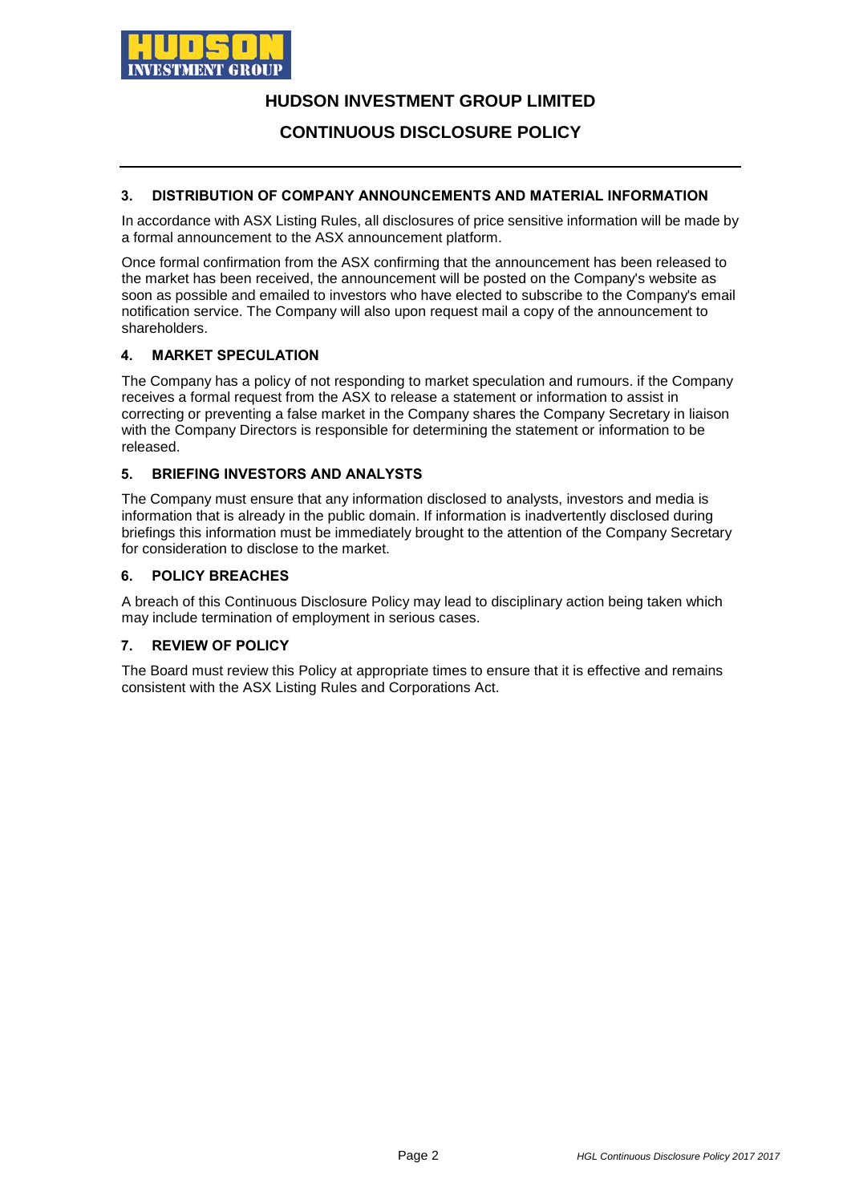# HUDSON INVESTMENT GROUP LIMITED

## CONTINUOUS DISCLOSURE POLICY

### 3. DISTRIBUTION OF COMPANY ANNOUNCEMENTS AND MATERIAL INFORMATION

In accordance with ASX Listing Rules, all disclosures of price sensitive information will be made by a formal announcement to the ASX announcement platform.

Once formal confirmation from the ASX confirming that the announcement has been released to the market has been received, the announcement will be posted on the Company's website as soon as possible and emailed to investors who have elected to subscribe to the Company's email notification service. The Company will also upon request mail a copy of the announcement to shareholders.

### 4. MARKET SPECULATION

The Company has a policy of not responding to market speculation and rumours. if the Company receives a formal request from the ASX to release a statement or information to assist in correcting or preventing a false market in the Company shares the Company Secretary in liaison with the Company Directors is responsible for determining the statement or information to be released.

### 5. BRIEFING INVESTORS AND ANALYSTS

The Company must ensure that any information disclosed to analysts, investors and media is information that is already in the public domain. If information is inadvertently disclosed during briefings this information must be immediately brought to the attention of the Company Secretary for consideration to disclose to the market.

### 6. POLICY BREACHES

A breach of this Continuous Disclosure Policy may lead to disciplinary action being taken which may include termination of employment in serious cases.

### 7. REVIEW OF POLICY

The Board must review this Policy at appropriate times to ensure that it is effective and remains consistent with the ASX Listing Rules and Corporations Act.